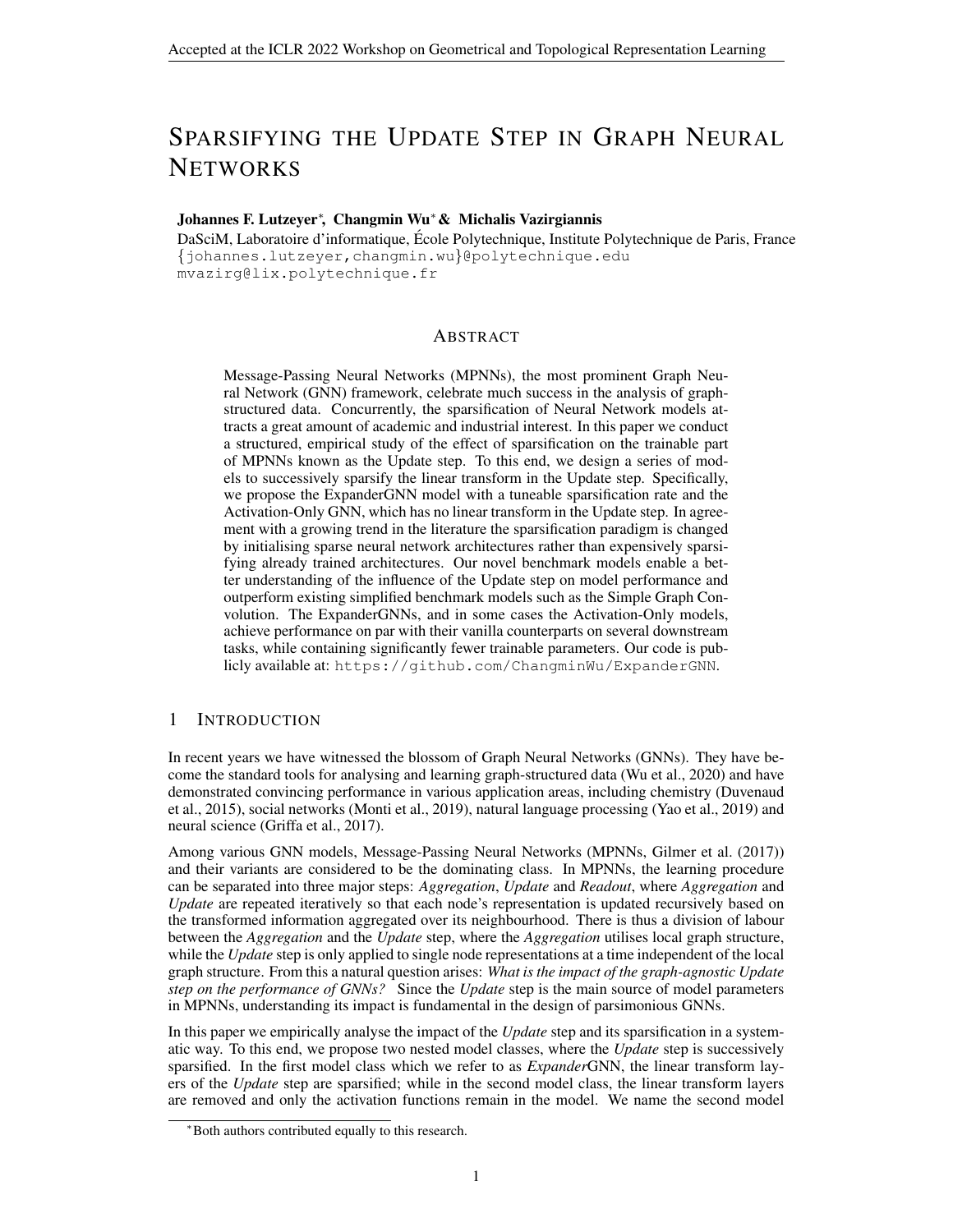# Sparsifying the Update Step in Graph Neural Networks

**Johannes F. Lutzeyer***, **Changmin Wu*** & **Michalis Vazirgiannis**

DaSciM, Laboratoire d'informatique, École Polytechnique, Institute Polytechnique de Paris, France
{johannes.lutzeyer,changmin.wu}@polytechnique.edu
mvazirg@lix.polytechnique.fr

## Abstract

Message-Passing Neural Networks (MPNNs), the most prominent Graph Neural Network (GNN) framework, celebrate much success in the analysis of graph-structured data. Concurrently, the sparsification of Neural Network models attracts a great amount of academic and industrial interest. In this paper we conduct a structured, empirical study of the effect of sparsification on the trainable part of MPNNs known as the Update step. To this end, we design a series of models to successively sparsify the linear transform in the Update step. Specifically, we propose the ExpanderGNN model with a tuneable sparsification rate and the Activation-Only GNN, which has no linear transform in the Update step. In agreement with a growing trend in the literature the sparsification paradigm is changed by initialising sparse neural network architectures rather than expensively sparsifying already trained architectures. Our novel benchmark models enable a better understanding of the influence of the Update step on model performance and outperform existing simplified benchmark models such as the Simple Graph Convolution. The ExpanderGNNs, and in some cases the Activation-Only models, achieve performance on par with their vanilla counterparts on several downstream tasks, while containing significantly fewer trainable parameters. Our code is publicly available at: https://github.com/ChangminWu/ExpanderGNN.

## 1 Introduction

In recent years we have witnessed the blossom of Graph Neural Networks (GNNs). They have become the standard tools for analysing and learning graph-structured data (Wu et al., 2020) and have demonstrated convincing performance in various application areas, including chemistry (Duvenaud et al., 2015), social networks (Monti et al., 2019), natural language processing (Yao et al., 2019) and neural science (Griffa et al., 2017).

Among various GNN models, Message-Passing Neural Networks (MPNNs, Gilmer et al. (2017)) and their variants are considered to be the dominating class. In MPNNs, the learning procedure can be separated into three major steps: *Aggregation*, *Update* and *Readout*, where *Aggregation* and *Update* are repeated iteratively so that each node's representation is updated recursively based on the transformed information aggregated over its neighbourhood. There is thus a division of labour between the *Aggregation* and the *Update* step, where the *Aggregation* utilises local graph structure, while the *Update* step is only applied to single node representations at a time independent of the local graph structure. From this a natural question arises: *What is the impact of the graph-agnostic Update step on the performance of GNNs?* Since the *Update* step is the main source of model parameters in MPNNs, understanding its impact is fundamental in the design of parsimonious GNNs.

In this paper we empirically analyse the impact of the *Update* step and its sparsification in a systematic way. To this end, we propose two nested model classes, where the *Update* step is successively sparsified. In the first model class which we refer to as *Expander*GNN, the linear transform layers of the *Update* step are sparsified; while in the second model class, the linear transform layers are removed and only the activation functions remain in the model. We name the second model

*Both authors contributed equally to this research.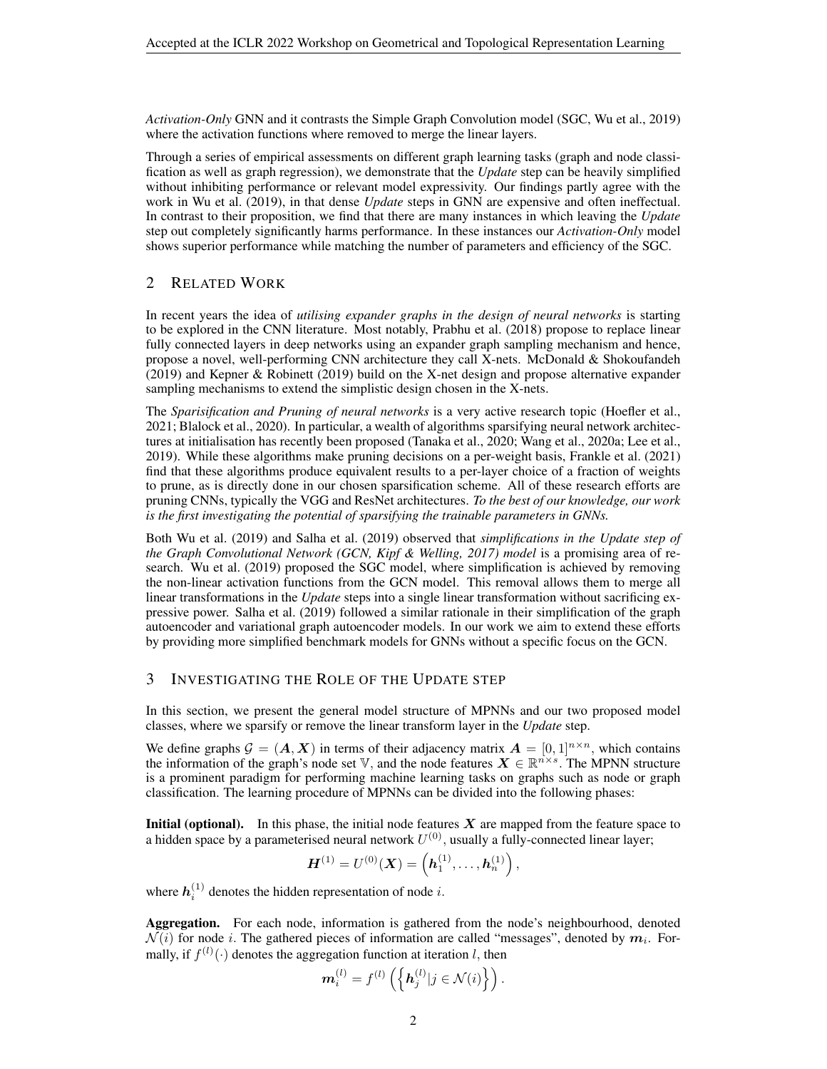*Activation-Only* GNN and it contrasts the Simple Graph Convolution model (SGC, Wu et al., 2019) where the activation functions where removed to merge the linear layers.

Through a series of empirical assessments on different graph learning tasks (graph and node classification as well as graph regression), we demonstrate that the *Update* step can be heavily simplified without inhibiting performance or relevant model expressivity. Our findings partly agree with the work in Wu et al. (2019), in that dense *Update* steps in GNN are expensive and often ineffectual. In contrast to their proposition, we find that there are many instances in which leaving the *Update* step out completely significantly harms performance. In these instances our *Activation-Only* model shows superior performance while matching the number of parameters and efficiency of the SGC.

## 2 Related Work

In recent years the idea of *utilising expander graphs in the design of neural networks* is starting to be explored in the CNN literature. Most notably, Prabhu et al. (2018) propose to replace linear fully connected layers in deep networks using an expander graph sampling mechanism and hence, propose a novel, well-performing CNN architecture they call X-nets. McDonald & Shokoufandeh (2019) and Kepner & Robinett (2019) build on the X-net design and propose alternative expander sampling mechanisms to extend the simplistic design chosen in the X-nets.

The *Sparisification and Pruning of neural networks* is a very active research topic (Hoefler et al., 2021; Blalock et al., 2020). In particular, a wealth of algorithms sparsifying neural network architectures at initialisation has recently been proposed (Tanaka et al., 2020; Wang et al., 2020a; Lee et al., 2019). While these algorithms make pruning decisions on a per-weight basis, Frankle et al. (2021) find that these algorithms produce equivalent results to a per-layer choice of a fraction of weights to prune, as is directly done in our chosen sparsification scheme. All of these research efforts are pruning CNNs, typically the VGG and ResNet architectures. *To the best of our knowledge, our work is the first investigating the potential of sparsifying the trainable parameters in GNNs.*

Both Wu et al. (2019) and Salha et al. (2019) observed that *simplifications in the Update step of the Graph Convolutional Network (GCN, Kipf & Welling, 2017) model* is a promising area of research. Wu et al. (2019) proposed the SGC model, where simplification is achieved by removing the non-linear activation functions from the GCN model. This removal allows them to merge all linear transformations in the *Update* steps into a single linear transformation without sacrificing expressive power. Salha et al. (2019) followed a similar rationale in their simplification of the graph autoencoder and variational graph autoencoder models. In our work we aim to extend these efforts by providing more simplified benchmark models for GNNs without a specific focus on the GCN.

## 3 Investigating the Role of the Update step

In this section, we present the general model structure of MPNNs and our two proposed model classes, where we sparsify or remove the linear transform layer in the *Update* step.

We define graphs $\mathcal{G} = (\boldsymbol{A}, \boldsymbol{X})$ in terms of their adjacency matrix $\boldsymbol{A} = [0,1]^{n \times n}$, which contains the information of the graph's node set $\mathbb{V}$, and the node features $\boldsymbol{X} \in \mathbb{R}^{n \times s}$. The MPNN structure is a prominent paradigm for performing machine learning tasks on graphs such as node or graph classification. The learning procedure of MPNNs can be divided into the following phases:

**Initial (optional).** In this phase, the initial node features $\boldsymbol{X}$ are mapped from the feature space to a hidden space by a parameterised neural network $U^{(0)}$, usually a fully-connected linear layer;

$$\boldsymbol{H}^{(1)} = U^{(0)}(\boldsymbol{X}) = \left(\boldsymbol{h}_1^{(1)}, \ldots, \boldsymbol{h}_n^{(1)}\right),$$

where $\boldsymbol{h}_i^{(1)}$ denotes the hidden representation of node $i$.

**Aggregation.** For each node, information is gathered from the node's neighbourhood, denoted $\mathcal{N}(i)$ for node $i$. The gathered pieces of information are called "messages", denoted by $\boldsymbol{m}_i$. Formally, if $f^{(l)}(\cdot)$ denotes the aggregation function at iteration $l$, then

$$\boldsymbol{m}_i^{(l)} = f^{(l)}\left(\left\{\boldsymbol{h}_j^{(l)} | j \in \mathcal{N}(i)\right\}\right).$$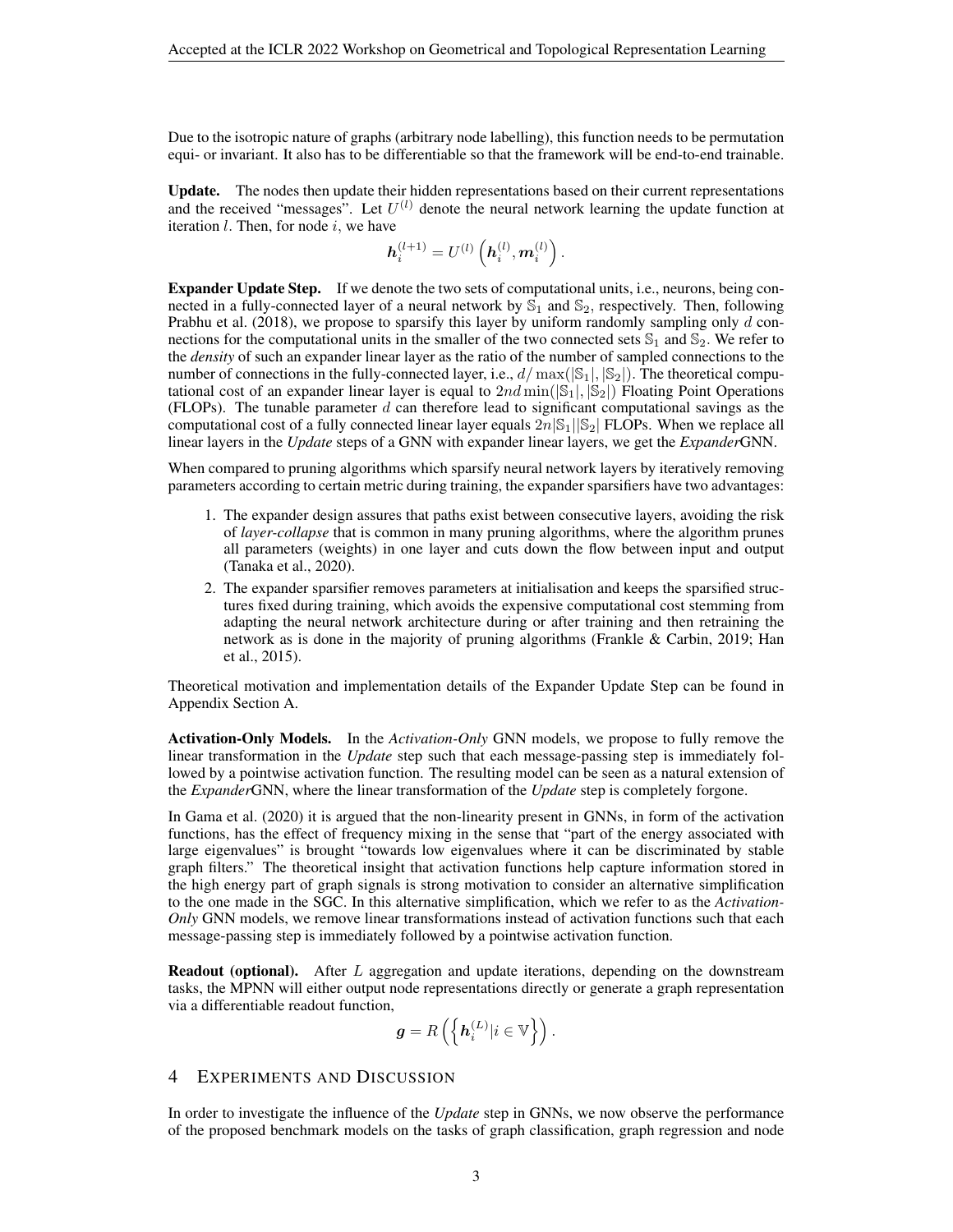Due to the isotropic nature of graphs (arbitrary node labelling), this function needs to be permutation equi- or invariant. It also has to be differentiable so that the framework will be end-to-end trainable.

**Update.** The nodes then update their hidden representations based on their current representations and the received "messages". Let $U^{(l)}$ denote the neural network learning the update function at iteration $l$. Then, for node $i$, we have

$$\boldsymbol{h}_i^{(l+1)} = U^{(l)}\left(\boldsymbol{h}_i^{(l)}, \boldsymbol{m}_i^{(l)}\right).$$

**Expander Update Step.** If we denote the two sets of computational units, i.e., neurons, being connected in a fully-connected layer of a neural network by $\mathbb{S}_1$ and $\mathbb{S}_2$, respectively. Then, following Prabhu et al. (2018), we propose to sparsify this layer by uniform randomly sampling only $d$ connections for the computational units in the smaller of the two connected sets $\mathbb{S}_1$ and $\mathbb{S}_2$. We refer to the *density* of such an expander linear layer as the ratio of the number of sampled connections to the number of connections in the fully-connected layer, i.e., $d/\max(|\mathbb{S}_1|, |\mathbb{S}_2|)$. The theoretical computational cost of an expander linear layer is equal to $2nd\min(|\mathbb{S}_1|, |\mathbb{S}_2|)$ Floating Point Operations (FLOPs). The tunable parameter $d$ can therefore lead to significant computational savings as the computational cost of a fully connected linear layer equals $2n|\mathbb{S}_1||\mathbb{S}_2|$ FLOPs. When we replace all linear layers in the *Update* steps of a GNN with expander linear layers, we get the *Expander*GNN.

When compared to pruning algorithms which sparsify neural network layers by iteratively removing parameters according to certain metric during training, the expander sparsifiers have two advantages:

1. The expander design assures that paths exist between consecutive layers, avoiding the risk of *layer-collapse* that is common in many pruning algorithms, where the algorithm prunes all parameters (weights) in one layer and cuts down the flow between input and output (Tanaka et al., 2020).
2. The expander sparsifier removes parameters at initialisation and keeps the sparsified structures fixed during training, which avoids the expensive computational cost stemming from adapting the neural network architecture during or after training and then retraining the network as is done in the majority of pruning algorithms (Frankle & Carbin, 2019; Han et al., 2015).

Theoretical motivation and implementation details of the Expander Update Step can be found in Appendix Section A.

**Activation-Only Models.** In the *Activation-Only* GNN models, we propose to fully remove the linear transformation in the *Update* step such that each message-passing step is immediately followed by a pointwise activation function. The resulting model can be seen as a natural extension of the *Expander*GNN, where the linear transformation of the *Update* step is completely forgone.

In Gama et al. (2020) it is argued that the non-linearity present in GNNs, in form of the activation functions, has the effect of frequency mixing in the sense that "part of the energy associated with large eigenvalues" is brought "towards low eigenvalues where it can be discriminated by stable graph filters." The theoretical insight that activation functions help capture information stored in the high energy part of graph signals is strong motivation to consider an alternative simplification to the one made in the SGC. In this alternative simplification, which we refer to as the *Activation-Only* GNN models, we remove linear transformations instead of activation functions such that each message-passing step is immediately followed by a pointwise activation function.

**Readout (optional).** After $L$ aggregation and update iterations, depending on the downstream tasks, the MPNN will either output node representations directly or generate a graph representation via a differentiable readout function,

$$\boldsymbol{g} = R\left(\left\{\boldsymbol{h}_i^{(L)} | i \in \mathbb{V}\right\}\right).$$

## 4 Experiments and Discussion

In order to investigate the influence of the *Update* step in GNNs, we now observe the performance of the proposed benchmark models on the tasks of graph classification, graph regression and node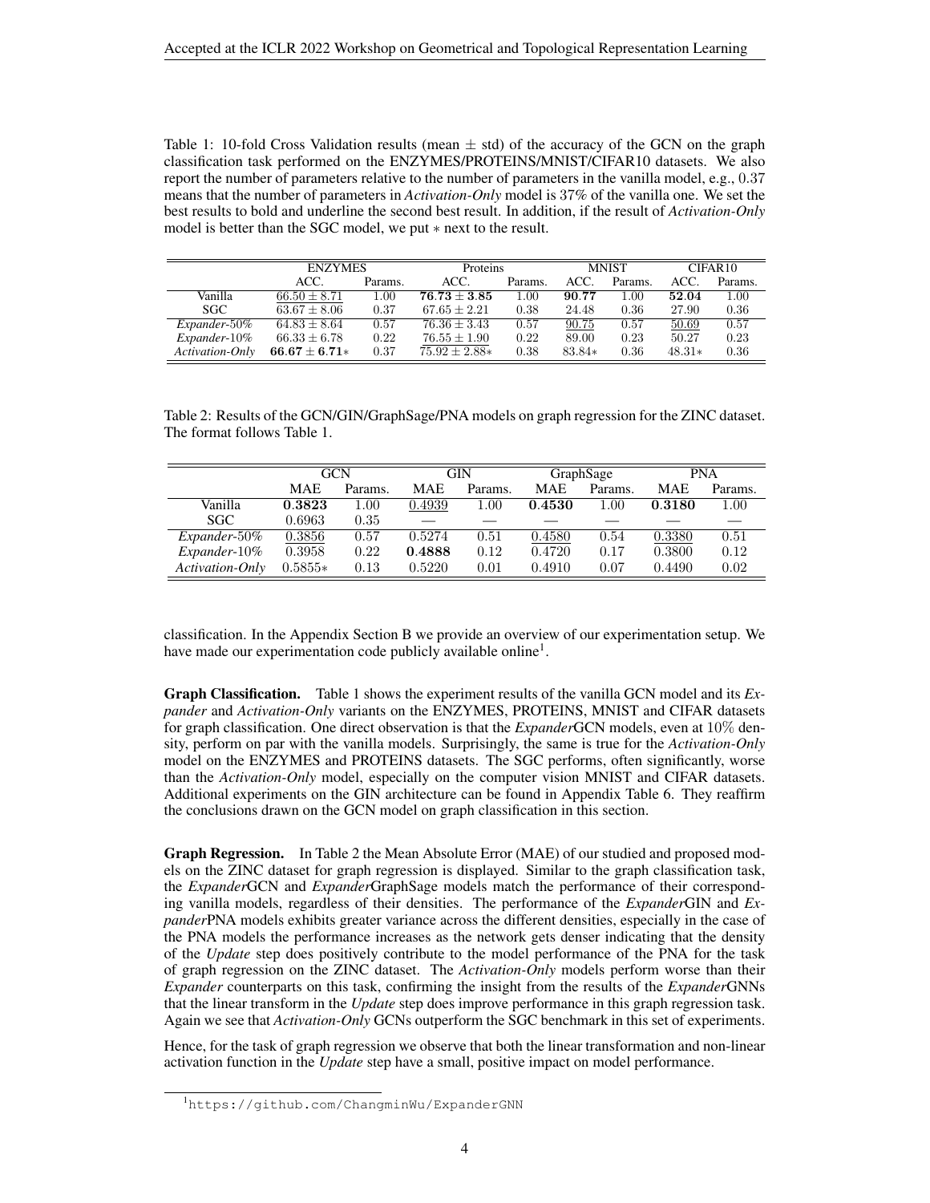Table 1: 10-fold Cross Validation results (mean $\pm$ std) of the accuracy of the GCN on the graph classification task performed on the ENZYMES/PROTEINS/MNIST/CIFAR10 datasets. We also report the number of parameters relative to the number of parameters in the vanilla model, e.g., 0.37 means that the number of parameters in *Activation-Only* model is 37% of the vanilla one. We set the best results to bold and underline the second best result. In addition, if the result of *Activation-Only* model is better than the SGC model, we put $*$ next to the result.

| | ENZYMES | | Proteins | | MNIST | | CIFAR10 | |
|---|---|---|---|---|---|---|---|---|
| | ACC. | Params. | ACC. | Params. | ACC. | Params. | ACC. | Params. |
| Vanilla | <u>$66.50 \pm 8.71$</u> | 1.00 | $\mathbf{76.73 \pm 3.85}$ | 1.00 | $\mathbf{90.77}$ | 1.00 | $\mathbf{52.04}$ | 1.00 |
| SGC | $63.67 \pm 8.06$ | 0.37 | $67.65 \pm 2.21$ | 0.38 | 24.48 | 0.36 | 27.90 | 0.36 |
| *Expander*-50% | $64.83 \pm 8.64$ | 0.57 | $76.36 \pm 3.43$ | 0.57 | <u>90.75</u> | 0.57 | <u>50.69</u> | 0.57 |
| *Expander*-10% | $66.33 \pm 6.78$ | 0.22 | <u>$76.55 \pm 1.90$</u> | 0.22 | 89.00 | 0.23 | 50.27 | 0.23 |
| *Activation-Only* | $\mathbf{66.67 \pm 6.71}*$ | 0.37 | $75.92 \pm 2.88*$ | 0.38 | $83.84*$ | 0.36 | $48.31*$ | 0.36 |

Table 2: Results of the GCN/GIN/GraphSage/PNA models on graph regression for the ZINC dataset. The format follows Table 1.

| | GCN | | GIN | | GraphSage | | PNA | |
|---|---|---|---|---|---|---|---|---|
| | MAE | Params. | MAE | Params. | MAE | Params. | MAE | Params. |
| Vanilla | $\mathbf{0.3823}$ | 1.00 | <u>0.4939</u> | 1.00 | $\mathbf{0.4530}$ | 1.00 | $\mathbf{0.3180}$ | 1.00 |
| SGC | 0.6963 | 0.35 | — | — | — | — | — | — |
| *Expander*-50% | <u>0.3856</u> | 0.57 | 0.5274 | 0.51 | <u>0.4580</u> | 0.54 | <u>0.3380</u> | 0.51 |
| *Expander*-10% | 0.3958 | 0.22 | $\mathbf{0.4888}$ | 0.12 | 0.4720 | 0.17 | 0.3800 | 0.12 |
| *Activation-Only* | $0.5855*$ | 0.13 | 0.5220 | 0.01 | 0.4910 | 0.07 | 0.4490 | 0.02 |

classification. In the Appendix Section B we provide an overview of our experimentation setup. We have made our experimentation code publicly available online[1].

**Graph Classification.** Table 1 shows the experiment results of the vanilla GCN model and its *Expander* and *Activation-Only* variants on the ENZYMES, PROTEINS, MNIST and CIFAR datasets for graph classification. One direct observation is that the *Expander*GCN models, even at 10% density, perform on par with the vanilla models. Surprisingly, the same is true for the *Activation-Only* model on the ENZYMES and PROTEINS datasets. The SGC performs, often significantly, worse than the *Activation-Only* model, especially on the computer vision MNIST and CIFAR datasets. Additional experiments on the GIN architecture can be found in Appendix Table 6. They reaffirm the conclusions drawn on the GCN model on graph classification in this section.

**Graph Regression.** In Table 2 the Mean Absolute Error (MAE) of our studied and proposed models on the ZINC dataset for graph regression is displayed. Similar to the graph classification task, the *Expander*GCN and *Expander*GraphSage models match the performance of their corresponding vanilla models, regardless of their densities. The performance of the *Expander*GIN and *Expander*PNA models exhibits greater variance across the different densities, especially in the case of the PNA models the performance increases as the network gets denser indicating that the density of the *Update* step does positively contribute to the model performance of the PNA for the task of graph regression on the ZINC dataset. The *Activation-Only* models perform worse than their *Expander* counterparts on this task, confirming the insight from the results of the *Expander*GNNs that the linear transform in the *Update* step does improve performance in this graph regression task. Again we see that *Activation-Only* GCNs outperform the SGC benchmark in this set of experiments.

Hence, for the task of graph regression we observe that both the linear transformation and non-linear activation function in the *Update* step have a small, positive impact on model performance.

[1] https://github.com/ChangminWu/ExpanderGNN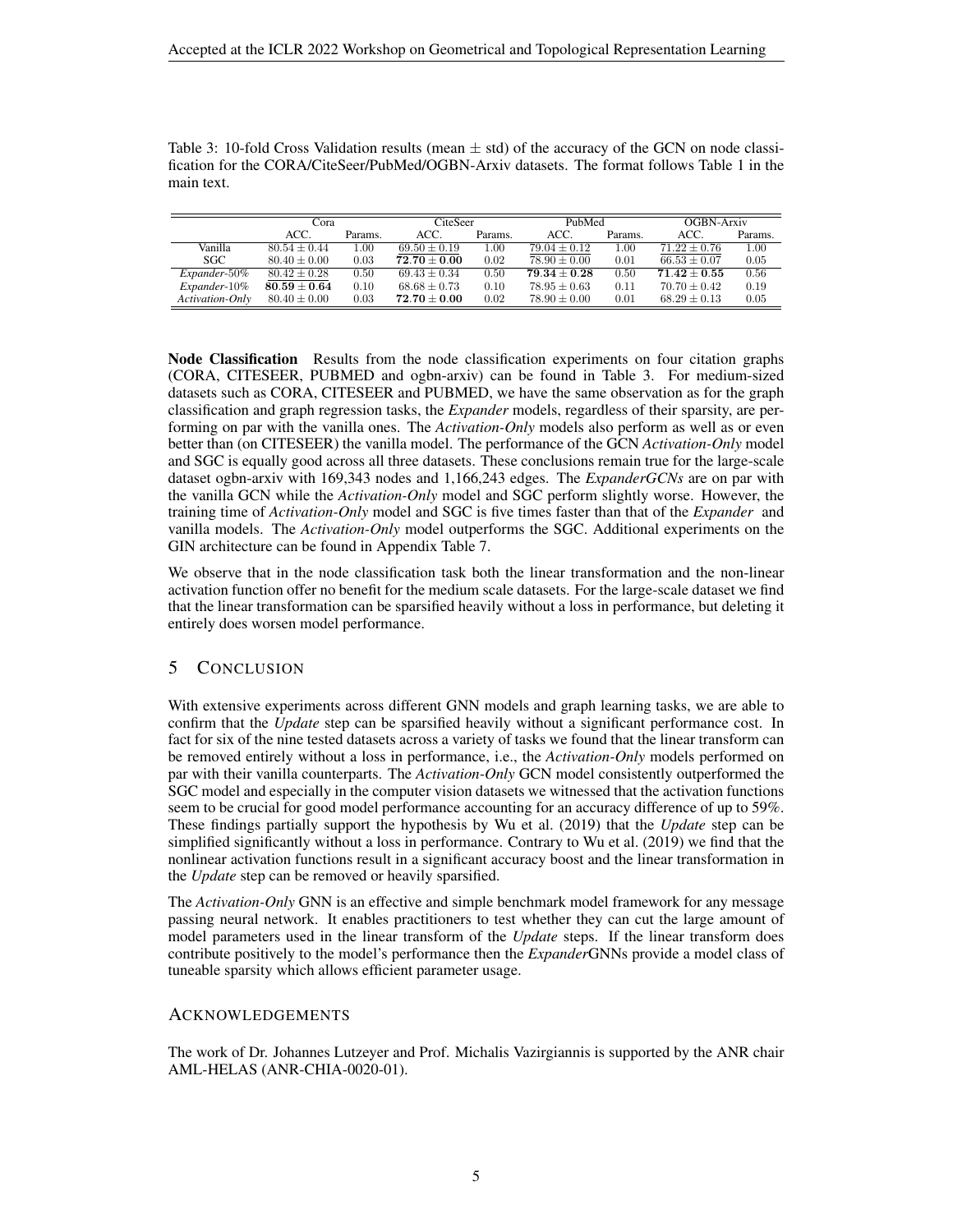Table 3: 10-fold Cross Validation results (mean ± std) of the accuracy of the GCN on node classification for the CORA/CiteSeer/PubMed/OGBN-Arxiv datasets. The format follows Table 1 in the main text.

| | Cora | | CiteSeer | | PubMed | | OGBN-Arxiv | |
|---|---|---|---|---|---|---|---|---|
| | ACC. | Params. | ACC. | Params. | ACC. | Params. | ACC. | Params. |
| Vanilla | $80.54 \pm 0.44$ | 1.00 | $69.50 \pm 0.19$ | 1.00 | $79.04 \pm 0.12$ | 1.00 | $71.22 \pm 0.76$ | 1.00 |
| SGC | $80.40 \pm 0.00$ | 0.03 | $\mathbf{72.70 \pm 0.00}$ | 0.02 | $78.90 \pm 0.00$ | 0.01 | $66.53 \pm 0.07$ | 0.05 |
| *Expander-50%* | $80.42 \pm 0.28$ | 0.50 | $69.43 \pm 0.34$ | 0.50 | $\mathbf{79.34 \pm 0.28}$ | 0.50 | $\mathbf{71.42 \pm 0.55}$ | 0.56 |
| *Expander-10%* | $\mathbf{80.59 \pm 0.64}$ | 0.10 | $68.68 \pm 0.73$ | 0.10 | $78.95 \pm 0.63$ | 0.11 | $70.70 \pm 0.42$ | 0.19 |
| *Activation-Only* | $80.40 \pm 0.00$ | 0.03 | $\mathbf{72.70 \pm 0.00}$ | 0.02 | $78.90 \pm 0.00$ | 0.01 | $68.29 \pm 0.13$ | 0.05 |

**Node Classification** Results from the node classification experiments on four citation graphs (CORA, CITESEER, PUBMED and ogbn-arxiv) can be found in Table 3. For medium-sized datasets such as CORA, CITESEER and PUBMED, we have the same observation as for the graph classification and graph regression tasks, the *Expander* models, regardless of their sparsity, are performing on par with the vanilla ones. The *Activation-Only* models also perform as well as or even better than (on CITESEER) the vanilla model. The performance of the GCN *Activation-Only* model and SGC is equally good across all three datasets. These conclusions remain true for the large-scale dataset ogbn-arxiv with 169,343 nodes and 1,166,243 edges. The *ExpanderGCNs* are on par with the vanilla GCN while the *Activation-Only* model and SGC perform slightly worse. However, the training time of *Activation-Only* model and SGC is five times faster than that of the *Expander* and vanilla models. The *Activation-Only* model outperforms the SGC. Additional experiments on the GIN architecture can be found in Appendix Table 7.

We observe that in the node classification task both the linear transformation and the non-linear activation function offer no benefit for the medium scale datasets. For the large-scale dataset we find that the linear transformation can be sparsified heavily without a loss in performance, but deleting it entirely does worsen model performance.

## 5 Conclusion

With extensive experiments across different GNN models and graph learning tasks, we are able to confirm that the *Update* step can be sparsified heavily without a significant performance cost. In fact for six of the nine tested datasets across a variety of tasks we found that the linear transform can be removed entirely without a loss in performance, i.e., the *Activation-Only* models performed on par with their vanilla counterparts. The *Activation-Only* GCN model consistently outperformed the SGC model and especially in the computer vision datasets we witnessed that the activation functions seem to be crucial for good model performance accounting for an accuracy difference of up to 59%. These findings partially support the hypothesis by Wu et al. (2019) that the *Update* step can be simplified significantly without a loss in performance. Contrary to Wu et al. (2019) we find that the nonlinear activation functions result in a significant accuracy boost and the linear transformation in the *Update* step can be removed or heavily sparsified.

The *Activation-Only* GNN is an effective and simple benchmark model framework for any message passing neural network. It enables practitioners to test whether they can cut the large amount of model parameters used in the linear transform of the *Update* steps. If the linear transform does contribute positively to the model's performance then the *Expander*GNNs provide a model class of tuneable sparsity which allows efficient parameter usage.

## Acknowledgements

The work of Dr. Johannes Lutzeyer and Prof. Michalis Vazirgiannis is supported by the ANR chair AML-HELAS (ANR-CHIA-0020-01).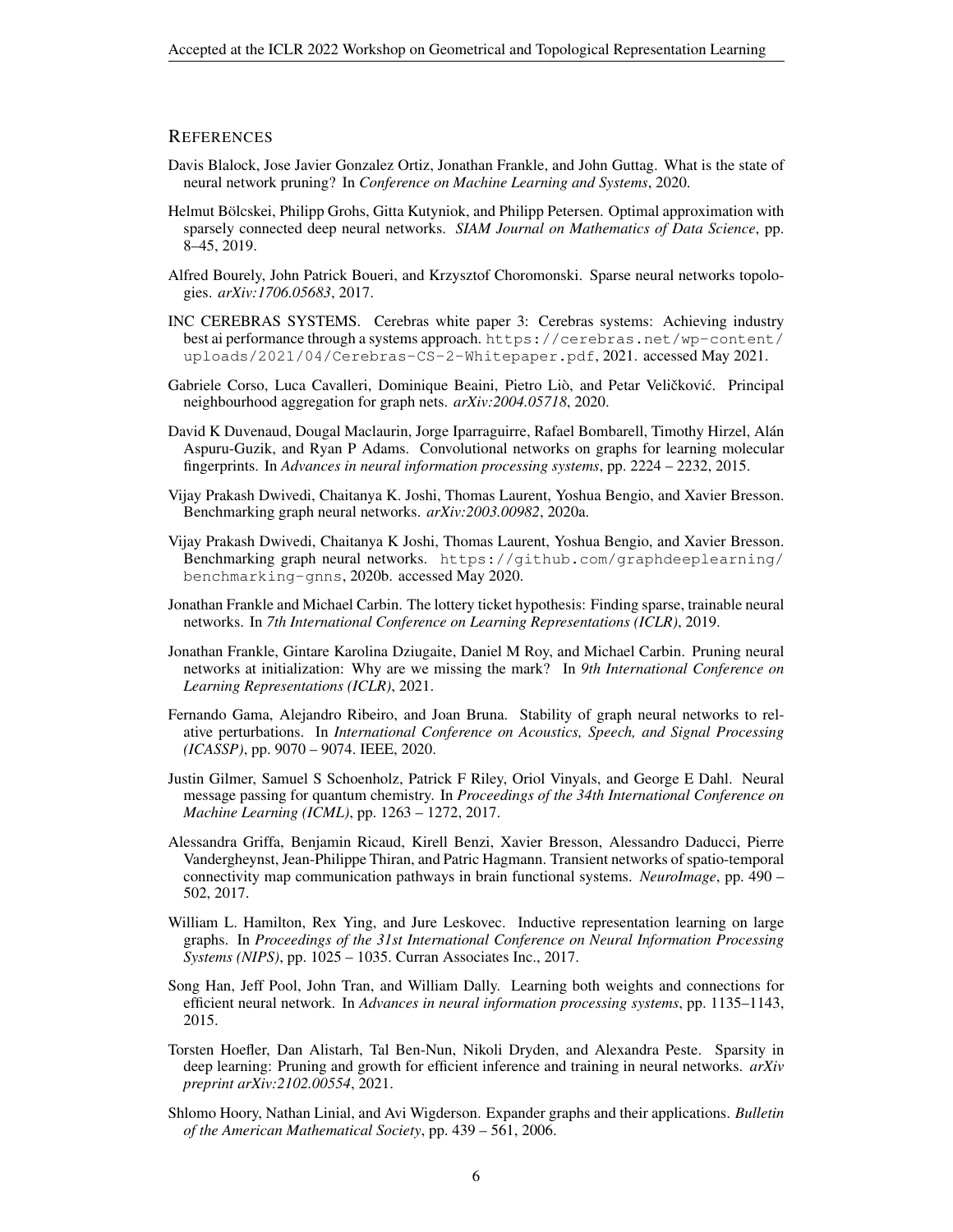## REFERENCES

Davis Blalock, Jose Javier Gonzalez Ortiz, Jonathan Frankle, and John Guttag. What is the state of neural network pruning? In *Conference on Machine Learning and Systems*, 2020.

Helmut Bölcskei, Philipp Grohs, Gitta Kutyniok, and Philipp Petersen. Optimal approximation with sparsely connected deep neural networks. *SIAM Journal on Mathematics of Data Science*, pp. 8–45, 2019.

Alfred Bourely, John Patrick Boueri, and Krzysztof Choromonski. Sparse neural networks topologies. *arXiv:1706.05683*, 2017.

INC CEREBRAS SYSTEMS. Cerebras white paper 3: Cerebras systems: Achieving industry best ai performance through a systems approach. `https://cerebras.net/wp-content/uploads/2021/04/Cerebras-CS-2-Whitepaper.pdf`, 2021. accessed May 2021.

Gabriele Corso, Luca Cavalleri, Dominique Beaini, Pietro Liò, and Petar Veličković. Principal neighbourhood aggregation for graph nets. *arXiv:2004.05718*, 2020.

David K Duvenaud, Dougal Maclaurin, Jorge Iparraguirre, Rafael Bombarell, Timothy Hirzel, Alán Aspuru-Guzik, and Ryan P Adams. Convolutional networks on graphs for learning molecular fingerprints. In *Advances in neural information processing systems*, pp. 2224 – 2232, 2015.

Vijay Prakash Dwivedi, Chaitanya K. Joshi, Thomas Laurent, Yoshua Bengio, and Xavier Bresson. Benchmarking graph neural networks. *arXiv:2003.00982*, 2020a.

Vijay Prakash Dwivedi, Chaitanya K Joshi, Thomas Laurent, Yoshua Bengio, and Xavier Bresson. Benchmarking graph neural networks. `https://github.com/graphdeeplearning/benchmarking-gnns`, 2020b. accessed May 2020.

Jonathan Frankle and Michael Carbin. The lottery ticket hypothesis: Finding sparse, trainable neural networks. In *7th International Conference on Learning Representations (ICLR)*, 2019.

Jonathan Frankle, Gintare Karolina Dziugaite, Daniel M Roy, and Michael Carbin. Pruning neural networks at initialization: Why are we missing the mark? In *9th International Conference on Learning Representations (ICLR)*, 2021.

Fernando Gama, Alejandro Ribeiro, and Joan Bruna. Stability of graph neural networks to relative perturbations. In *International Conference on Acoustics, Speech, and Signal Processing (ICASSP)*, pp. 9070 – 9074. IEEE, 2020.

Justin Gilmer, Samuel S Schoenholz, Patrick F Riley, Oriol Vinyals, and George E Dahl. Neural message passing for quantum chemistry. In *Proceedings of the 34th International Conference on Machine Learning (ICML)*, pp. 1263 – 1272, 2017.

Alessandra Griffa, Benjamin Ricaud, Kirell Benzi, Xavier Bresson, Alessandro Daducci, Pierre Vandergheynst, Jean-Philippe Thiran, and Patric Hagmann. Transient networks of spatio-temporal connectivity map communication pathways in brain functional systems. *NeuroImage*, pp. 490 – 502, 2017.

William L. Hamilton, Rex Ying, and Jure Leskovec. Inductive representation learning on large graphs. In *Proceedings of the 31st International Conference on Neural Information Processing Systems (NIPS)*, pp. 1025 – 1035. Curran Associates Inc., 2017.

Song Han, Jeff Pool, John Tran, and William Dally. Learning both weights and connections for efficient neural network. In *Advances in neural information processing systems*, pp. 1135–1143, 2015.

Torsten Hoefler, Dan Alistarh, Tal Ben-Nun, Nikoli Dryden, and Alexandra Peste. Sparsity in deep learning: Pruning and growth for efficient inference and training in neural networks. *arXiv preprint arXiv:2102.00554*, 2021.

Shlomo Hoory, Nathan Linial, and Avi Wigderson. Expander graphs and their applications. *Bulletin of the American Mathematical Society*, pp. 439 – 561, 2006.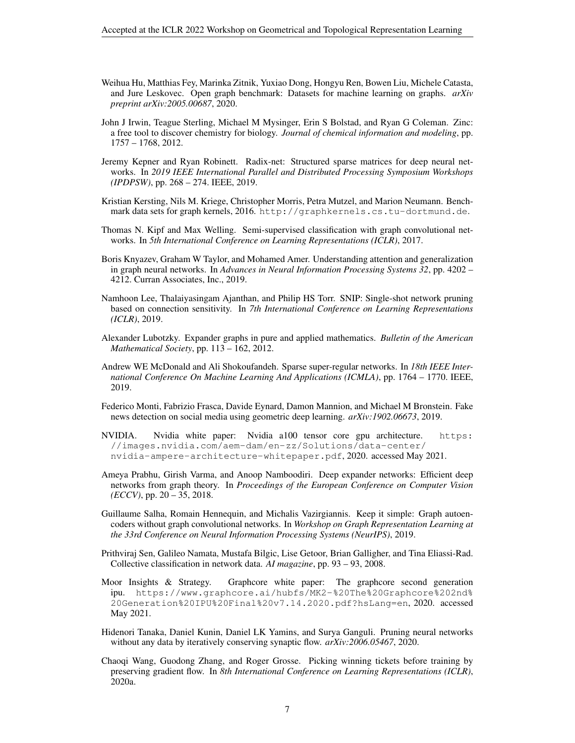Weihua Hu, Matthias Fey, Marinka Zitnik, Yuxiao Dong, Hongyu Ren, Bowen Liu, Michele Catasta, and Jure Leskovec. Open graph benchmark: Datasets for machine learning on graphs. *arXiv preprint arXiv:2005.00687*, 2020.

John J Irwin, Teague Sterling, Michael M Mysinger, Erin S Bolstad, and Ryan G Coleman. Zinc: a free tool to discover chemistry for biology. *Journal of chemical information and modeling*, pp. 1757 – 1768, 2012.

Jeremy Kepner and Ryan Robinett. Radix-net: Structured sparse matrices for deep neural networks. In *2019 IEEE International Parallel and Distributed Processing Symposium Workshops (IPDPSW)*, pp. 268 – 274. IEEE, 2019.

Kristian Kersting, Nils M. Kriege, Christopher Morris, Petra Mutzel, and Marion Neumann. Benchmark data sets for graph kernels, 2016. `http://graphkernels.cs.tu-dortmund.de`.

Thomas N. Kipf and Max Welling. Semi-supervised classification with graph convolutional networks. In *5th International Conference on Learning Representations (ICLR)*, 2017.

Boris Knyazev, Graham W Taylor, and Mohamed Amer. Understanding attention and generalization in graph neural networks. In *Advances in Neural Information Processing Systems 32*, pp. 4202 – 4212. Curran Associates, Inc., 2019.

Namhoon Lee, Thalaiyasingam Ajanthan, and Philip HS Torr. SNIP: Single-shot network pruning based on connection sensitivity. In *7th International Conference on Learning Representations (ICLR)*, 2019.

Alexander Lubotzky. Expander graphs in pure and applied mathematics. *Bulletin of the American Mathematical Society*, pp. 113 – 162, 2012.

Andrew WE McDonald and Ali Shokoufandeh. Sparse super-regular networks. In *18th IEEE International Conference On Machine Learning And Applications (ICMLA)*, pp. 1764 – 1770. IEEE, 2019.

Federico Monti, Fabrizio Frasca, Davide Eynard, Damon Mannion, and Michael M Bronstein. Fake news detection on social media using geometric deep learning. *arXiv:1902.06673*, 2019.

NVIDIA. Nvidia white paper: Nvidia a100 tensor core gpu architecture. `https://images.nvidia.com/aem-dam/en-zz/Solutions/data-center/nvidia-ampere-architecture-whitepaper.pdf`, 2020. accessed May 2021.

Ameya Prabhu, Girish Varma, and Anoop Namboodiri. Deep expander networks: Efficient deep networks from graph theory. In *Proceedings of the European Conference on Computer Vision (ECCV)*, pp. 20 – 35, 2018.

Guillaume Salha, Romain Hennequin, and Michalis Vazirgiannis. Keep it simple: Graph autoencoders without graph convolutional networks. In *Workshop on Graph Representation Learning at the 33rd Conference on Neural Information Processing Systems (NeurIPS)*, 2019.

Prithviraj Sen, Galileo Namata, Mustafa Bilgic, Lise Getoor, Brian Galligher, and Tina Eliassi-Rad. Collective classification in network data. *AI magazine*, pp. 93 – 93, 2008.

Moor Insights & Strategy. Graphcore white paper: The graphcore second generation ipu. `https://www.graphcore.ai/hubfs/MK2-%20The%20Graphcore%202nd%20Generation%20IPU%20Final%20v7.14.2020.pdf?hsLang=en`, 2020. accessed May 2021.

Hidenori Tanaka, Daniel Kunin, Daniel LK Yamins, and Surya Ganguli. Pruning neural networks without any data by iteratively conserving synaptic flow. *arXiv:2006.05467*, 2020.

Chaoqi Wang, Guodong Zhang, and Roger Grosse. Picking winning tickets before training by preserving gradient flow. In *8th International Conference on Learning Representations (ICLR)*, 2020a.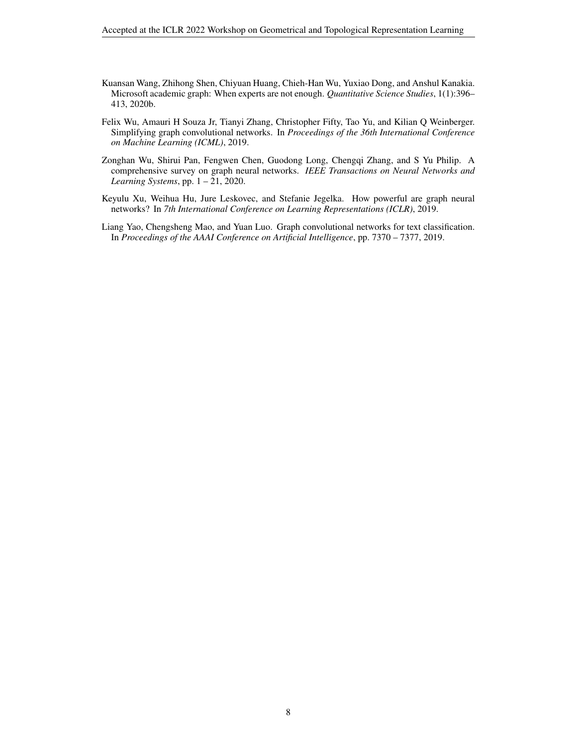Kuansan Wang, Zhihong Shen, Chiyuan Huang, Chieh-Han Wu, Yuxiao Dong, and Anshul Kanakia. Microsoft academic graph: When experts are not enough. *Quantitative Science Studies*, 1(1):396–413, 2020b.

Felix Wu, Amauri H Souza Jr, Tianyi Zhang, Christopher Fifty, Tao Yu, and Kilian Q Weinberger. Simplifying graph convolutional networks. In *Proceedings of the 36th International Conference on Machine Learning (ICML)*, 2019.

Zonghan Wu, Shirui Pan, Fengwen Chen, Guodong Long, Chengqi Zhang, and S Yu Philip. A comprehensive survey on graph neural networks. *IEEE Transactions on Neural Networks and Learning Systems*, pp. 1 – 21, 2020.

Keyulu Xu, Weihua Hu, Jure Leskovec, and Stefanie Jegelka. How powerful are graph neural networks? In *7th International Conference on Learning Representations (ICLR)*, 2019.

Liang Yao, Chengsheng Mao, and Yuan Luo. Graph convolutional networks for text classification. In *Proceedings of the AAAI Conference on Artificial Intelligence*, pp. 7370 – 7377, 2019.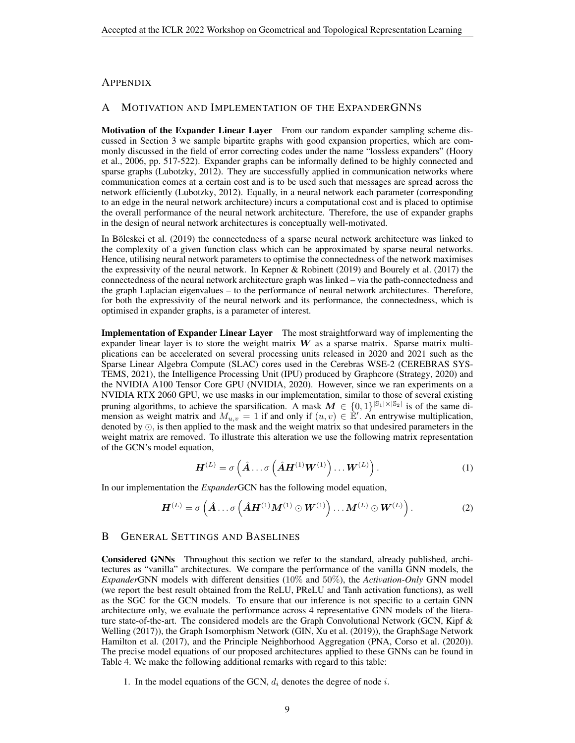# APPENDIX

## A MOTIVATION AND IMPLEMENTATION OF THE EXPANDERGNNS

**Motivation of the Expander Linear Layer** From our random expander sampling scheme discussed in Section 3 we sample bipartite graphs with good expansion properties, which are commonly discussed in the field of error correcting codes under the name "lossless expanders" (Hoory et al., 2006, pp. 517-522). Expander graphs can be informally defined to be highly connected and sparse graphs (Lubotzky, 2012). They are successfully applied in communication networks where communication comes at a certain cost and is to be used such that messages are spread across the network efficiently (Lubotzky, 2012). Equally, in a neural network each parameter (corresponding to an edge in the neural network architecture) incurs a computational cost and is placed to optimise the overall performance of the neural network architecture. Therefore, the use of expander graphs in the design of neural network architectures is conceptually well-motivated.

In Bölcskei et al. (2019) the connectedness of a sparse neural network architecture was linked to the complexity of a given function class which can be approximated by sparse neural networks. Hence, utilising neural network parameters to optimise the connectedness of the network maximises the expressivity of the neural network. In Kepner & Robinett (2019) and Bourely et al. (2017) the connectedness of the neural network architecture graph was linked – via the path-connectedness and the graph Laplacian eigenvalues – to the performance of neural network architectures. Therefore, for both the expressivity of the neural network and its performance, the connectedness, which is optimised in expander graphs, is a parameter of interest.

**Implementation of Expander Linear Layer** The most straightforward way of implementing the expander linear layer is to store the weight matrix $\boldsymbol{W}$ as a sparse matrix. Sparse matrix multiplications can be accelerated on several processing units released in 2020 and 2021 such as the Sparse Linear Algebra Compute (SLAC) cores used in the Cerebras WSE-2 (CEREBRAS SYSTEMS, 2021), the Intelligence Processing Unit (IPU) produced by Graphcore (Strategy, 2020) and the NVIDIA A100 Tensor Core GPU (NVIDIA, 2020). However, since we ran experiments on a NVIDIA RTX 2060 GPU, we use masks in our implementation, similar to those of several existing pruning algorithms, to achieve the sparsification. A mask $\boldsymbol{M} \in \{0,1\}^{|\mathbb{S}_1| \times |\mathbb{S}_2|}$ is of the same dimension as weight matrix and $M_{u,v} = 1$ if and only if $(u, v) \in \mathbb{E}'$. An entrywise multiplication, denoted by $\odot$, is then applied to the mask and the weight matrix so that undesired parameters in the weight matrix are removed. To illustrate this alteration we use the following matrix representation of the GCN's model equation,

$$\boldsymbol{H}^{(L)} = \sigma\left(\hat{\boldsymbol{A}} \dots \sigma\left(\hat{\boldsymbol{A}}\boldsymbol{H}^{(1)}\boldsymbol{W}^{(1)}\right) \dots \boldsymbol{W}^{(L)}\right). \tag{1}$$

In our implementation the *Expander*GCN has the following model equation,

$$\boldsymbol{H}^{(L)} = \sigma\left(\hat{\boldsymbol{A}} \dots \sigma\left(\hat{\boldsymbol{A}}\boldsymbol{H}^{(1)}\boldsymbol{M}^{(1)} \odot \boldsymbol{W}^{(1)}\right) \dots \boldsymbol{M}^{(L)} \odot \boldsymbol{W}^{(L)}\right). \tag{2}$$

## B GENERAL SETTINGS AND BASELINES

**Considered GNNs** Throughout this section we refer to the standard, already published, architectures as "vanilla" architectures. We compare the performance of the vanilla GNN models, the *Expander*GNN models with different densities ($10\%$ and $50\%$), the *Activation-Only* GNN model (we report the best result obtained from the ReLU, PReLU and Tanh activation functions), as well as the SGC for the GCN models. To ensure that our inference is not specific to a certain GNN architecture only, we evaluate the performance across 4 representative GNN models of the literature state-of-the-art. The considered models are the Graph Convolutional Network (GCN, Kipf & Welling (2017)), the Graph Isomorphism Network (GIN, Xu et al. (2019)), the GraphSage Network Hamilton et al. (2017), and the Principle Neighborhood Aggregation (PNA, Corso et al. (2020)). The precise model equations of our proposed architectures applied to these GNNs can be found in Table 4. We make the following additional remarks with regard to this table:

1. In the model equations of the GCN, $d_i$ denotes the degree of node $i$.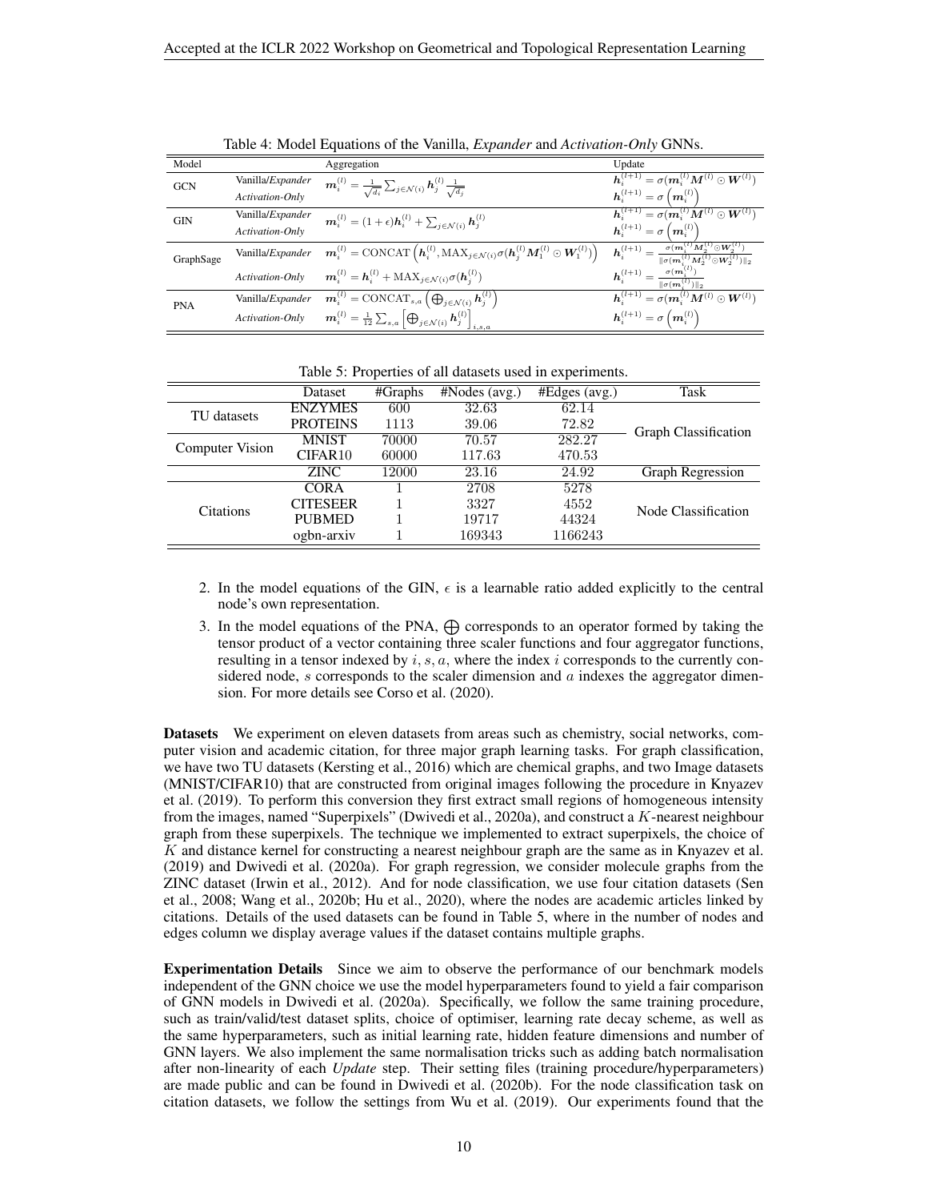Table 4: Model Equations of the Vanilla, *Expander* and *Activation-Only* GNNs.

| Model | | Aggregation | Update |
|---|---|---|---|
| GCN | Vanilla/*Expander* | $\boldsymbol{m}_i^{(l)} = \frac{1}{\sqrt{d_i}} \sum_{j \in \mathcal{N}(i)} \boldsymbol{h}_j^{(l)} \frac{1}{\sqrt{d_j}}$ | $\boldsymbol{h}_i^{(l+1)} = \sigma(\boldsymbol{m}_i^{(l)} \boldsymbol{M}^{(l)} \odot \boldsymbol{W}^{(l)})$ |
| | *Activation-Only* | | $\boldsymbol{h}_i^{(l+1)} = \sigma\left(\boldsymbol{m}_i^{(l)}\right)$ |
| GIN | Vanilla/*Expander* | $\boldsymbol{m}_i^{(l)} = (1+\epsilon)\boldsymbol{h}_i^{(l)} + \sum_{j \in \mathcal{N}(i)} \boldsymbol{h}_j^{(l)}$ | $\boldsymbol{h}_i^{(l+1)} = \sigma(\boldsymbol{m}_i^{(l)} \boldsymbol{M}^{(l)} \odot \boldsymbol{W}^{(l)})$ |
| | *Activation-Only* | | $\boldsymbol{h}_i^{(l+1)} = \sigma\left(\boldsymbol{m}_i^{(l)}\right)$ |
| GraphSage | Vanilla/*Expander* | $\boldsymbol{m}_i^{(l)} = \mathrm{CONCAT}\left(\boldsymbol{h}_i^{(l)}, \mathrm{MAX}_{j \in \mathcal{N}(i)} \sigma(\boldsymbol{h}_j^{(l)} \boldsymbol{M}_1^{(l)} \odot \boldsymbol{W}_1^{(l)})\right)$ | $\boldsymbol{h}_i^{(l+1)} = \frac{\sigma(\boldsymbol{m}_i^{(l)} \boldsymbol{M}_2^{(l)} \odot \boldsymbol{W}_2^{(l)})}{\lVert \sigma(\boldsymbol{m}_i^{(l)} \boldsymbol{M}_2^{(l)} \odot \boldsymbol{W}_2^{(l)}) \rVert_2}$ |
| | *Activation-Only* | $\boldsymbol{m}_i^{(l)} = \boldsymbol{h}_i^{(l)} + \mathrm{MAX}_{j \in \mathcal{N}(i)} \sigma(\boldsymbol{h}_j^{(l)})$ | $\boldsymbol{h}_i^{(l+1)} = \frac{\sigma(\boldsymbol{m}_i^{(l)})}{\lVert \sigma(\boldsymbol{m}_i^{(l)}) \rVert_2}$ |
| PNA | Vanilla/*Expander* | $\boldsymbol{m}_i^{(l)} = \mathrm{CONCAT}_{s,a}\left(\bigoplus_{j \in \mathcal{N}(i)} \boldsymbol{h}_j^{(l)}\right)$ | $\boldsymbol{h}_i^{(l+1)} = \sigma(\boldsymbol{m}_i^{(l)} \boldsymbol{M}^{(l)} \odot \boldsymbol{W}^{(l)})$ |
| | *Activation-Only* | $\boldsymbol{m}_i^{(l)} = \frac{1}{12} \sum_{s,a} \left[\bigoplus_{j \in \mathcal{N}(i)} \boldsymbol{h}_j^{(l)}\right]_{i,s,a}$ | $\boldsymbol{h}_i^{(l+1)} = \sigma\left(\boldsymbol{m}_i^{(l)}\right)$ |

Table 5: Properties of all datasets used in experiments.

| | Dataset | #Graphs | #Nodes (avg.) | #Edges (avg.) | Task |
|---|---|---|---|---|---|
| TU datasets | ENZYMES | 600 | 32.63 | 62.14 | Graph Classification |
| | PROTEINS | 1113 | 39.06 | 72.82 | |
| Computer Vision | MNIST | 70000 | 70.57 | 282.27 | |
| | CIFAR10 | 60000 | 117.63 | 470.53 | |
| | ZINC | 12000 | 23.16 | 24.92 | Graph Regression |
| Citations | CORA | 1 | 2708 | 5278 | Node Classification |
| | CITESEER | 1 | 3327 | 4552 | |
| | PUBMED | 1 | 19717 | 44324 | |
| | ogbn-arxiv | 1 | 169343 | 1166243 | |

2. In the model equations of the GIN, $\epsilon$ is a learnable ratio added explicitly to the central node's own representation.
3. In the model equations of the PNA, $\bigoplus$ corresponds to an operator formed by taking the tensor product of a vector containing three scaler functions and four aggregator functions, resulting in a tensor indexed by $i, s, a$, where the index $i$ corresponds to the currently considered node, $s$ corresponds to the scaler dimension and $a$ indexes the aggregator dimension. For more details see Corso et al. (2020).

**Datasets** We experiment on eleven datasets from areas such as chemistry, social networks, computer vision and academic citation, for three major graph learning tasks. For graph classification, we have two TU datasets (Kersting et al., 2016) which are chemical graphs, and two Image datasets (MNIST/CIFAR10) that are constructed from original images following the procedure in Knyazev et al. (2019). To perform this conversion they first extract small regions of homogeneous intensity from the images, named "Superpixels" (Dwivedi et al., 2020a), and construct a $K$-nearest neighbour graph from these superpixels. The technique we implemented to extract superpixels, the choice of $K$ and distance kernel for constructing a nearest neighbour graph are the same as in Knyazev et al. (2019) and Dwivedi et al. (2020a). For graph regression, we consider molecule graphs from the ZINC dataset (Irwin et al., 2012). And for node classification, we use four citation datasets (Sen et al., 2008; Wang et al., 2020b; Hu et al., 2020), where the nodes are academic articles linked by citations. Details of the used datasets can be found in Table 5, where in the number of nodes and edges column we display average values if the dataset contains multiple graphs.

**Experimentation Details** Since we aim to observe the performance of our benchmark models independent of the GNN choice we use the model hyperparameters found to yield a fair comparison of GNN models in Dwivedi et al. (2020a). Specifically, we follow the same training procedure, such as train/valid/test dataset splits, choice of optimiser, learning rate decay scheme, as well as the same hyperparameters, such as initial learning rate, hidden feature dimensions and number of GNN layers. We also implement the same normalisation tricks such as adding batch normalisation after non-linearity of each *Update* step. Their setting files (training procedure/hyperparameters) are made public and can be found in Dwivedi et al. (2020b). For the node classification task on citation datasets, we follow the settings from Wu et al. (2019). Our experiments found that the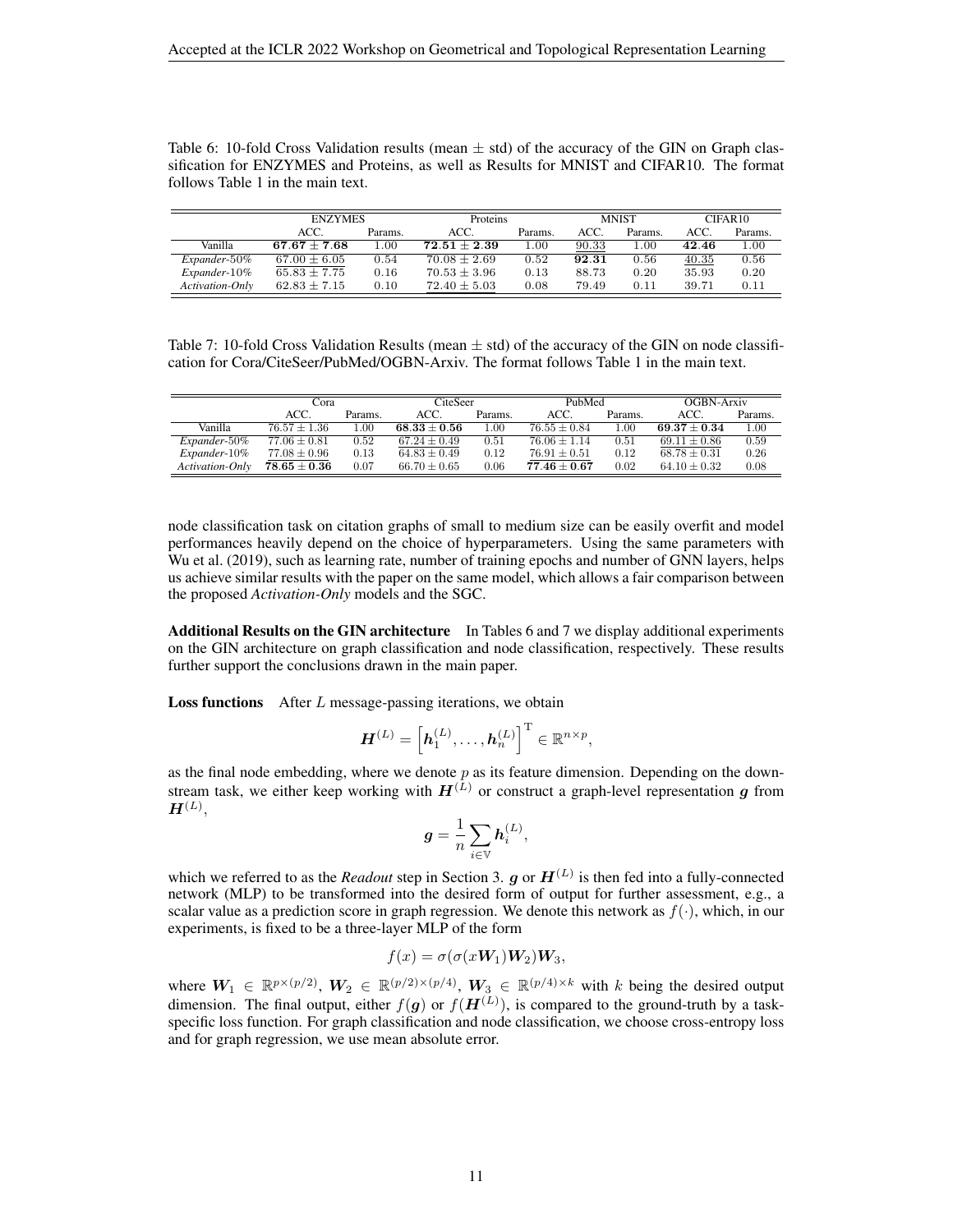Table 6: 10-fold Cross Validation results (mean ± std) of the accuracy of the GIN on Graph classification for ENZYMES and Proteins, as well as Results for MNIST and CIFAR10. The format follows Table 1 in the main text.

| | ENZYMES | | Proteins | | MNIST | | CIFAR10 | |
|---|---|---|---|---|---|---|---|---|
| | ACC. | Params. | ACC. | Params. | ACC. | Params. | ACC. | Params. |
| Vanilla | $\mathbf{67.67 \pm 7.68}$ | 1.00 | $\mathbf{72.51 \pm 2.39}$ | 1.00 | <u>90.33</u> | 1.00 | **42.46** | 1.00 |
| *Expander*-50% | <u>$67.00 \pm 6.05$</u> | 0.54 | $70.08 \pm 2.69$ | 0.52 | **92.31** | 0.56 | <u>40.35</u> | 0.56 |
| *Expander*-10% | $65.83 \pm 7.75$ | 0.16 | $70.53 \pm 3.96$ | 0.13 | 88.73 | 0.20 | 35.93 | 0.20 |
| *Activation-Only* | $62.83 \pm 7.15$ | 0.10 | <u>$72.40 \pm 5.03$</u> | 0.08 | 79.49 | 0.11 | 39.71 | 0.11 |

Table 7: 10-fold Cross Validation Results (mean ± std) of the accuracy of the GIN on node classification for Cora/CiteSeer/PubMed/OGBN-Arxiv. The format follows Table 1 in the main text.

| | Cora | | CiteSeer | | PubMed | | OGBN-Arxiv | |
|---|---|---|---|---|---|---|---|---|
| | ACC. | Params. | ACC. | Params. | ACC. | Params. | ACC. | Params. |
| Vanilla | $76.57 \pm 1.36$ | 1.00 | $\mathbf{68.33 \pm 0.56}$ | 1.00 | $76.55 \pm 0.84$ | 1.00 | $\mathbf{69.37 \pm 0.34}$ | 1.00 |
| *Expander*-50% | $77.06 \pm 0.81$ | 0.52 | <u>$67.24 \pm 0.49$</u> | 0.51 | $76.06 \pm 1.14$ | 0.51 | <u>$69.11 \pm 0.86$</u> | 0.59 |
| *Expander*-10% | <u>$77.08 \pm 0.96$</u> | 0.13 | $64.83 \pm 0.49$ | 0.12 | <u>$76.91 \pm 0.51$</u> | 0.12 | $68.78 \pm 0.31$ | 0.26 |
| *Activation-Only* | $\mathbf{78.65 \pm 0.36}$ | 0.07 | $66.70 \pm 0.65$ | 0.06 | $\mathbf{77.46 \pm 0.67}$ | 0.02 | $64.10 \pm 0.32$ | 0.08 |

node classification task on citation graphs of small to medium size can be easily overfit and model performances heavily depend on the choice of hyperparameters. Using the same parameters with Wu et al. (2019), such as learning rate, number of training epochs and number of GNN layers, helps us achieve similar results with the paper on the same model, which allows a fair comparison between the proposed *Activation-Only* models and the SGC.

**Additional Results on the GIN architecture** In Tables 6 and 7 we display additional experiments on the GIN architecture on graph classification and node classification, respectively. These results further support the conclusions drawn in the main paper.

**Loss functions** After $L$ message-passing iterations, we obtain

$$\boldsymbol{H}^{(L)} = \left[\boldsymbol{h}_1^{(L)}, \dots, \boldsymbol{h}_n^{(L)}\right]^{\mathrm{T}} \in \mathbb{R}^{n \times p},$$

as the final node embedding, where we denote $p$ as its feature dimension. Depending on the downstream task, we either keep working with $\boldsymbol{H}^{(L)}$ or construct a graph-level representation $\boldsymbol{g}$ from $\boldsymbol{H}^{(L)}$,

$$\boldsymbol{g} = \frac{1}{n} \sum_{i \in \mathbb{V}} \boldsymbol{h}_i^{(L)},$$

which we referred to as the *Readout* step in Section 3. $\boldsymbol{g}$ or $\boldsymbol{H}^{(L)}$ is then fed into a fully-connected network (MLP) to be transformed into the desired form of output for further assessment, e.g., a scalar value as a prediction score in graph regression. We denote this network as $f(\cdot)$, which, in our experiments, is fixed to be a three-layer MLP of the form

$$f(x) = \sigma(\sigma(x\boldsymbol{W}_1)\boldsymbol{W}_2)\boldsymbol{W}_3,$$

where $\boldsymbol{W}_1 \in \mathbb{R}^{p \times (p/2)}$, $\boldsymbol{W}_2 \in \mathbb{R}^{(p/2) \times (p/4)}$, $\boldsymbol{W}_3 \in \mathbb{R}^{(p/4) \times k}$ with $k$ being the desired output dimension. The final output, either $f(\boldsymbol{g})$ or $f(\boldsymbol{H}^{(L)})$, is compared to the ground-truth by a task-specific loss function. For graph classification and node classification, we choose cross-entropy loss and for graph regression, we use mean absolute error.